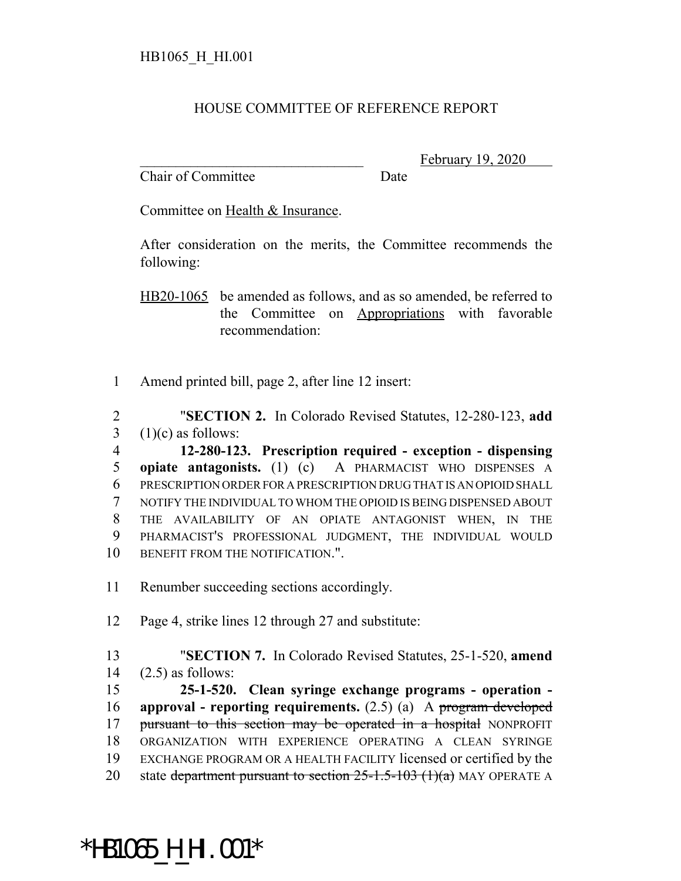HB1065_H_HI.001

HOUSE COMMITTEE OF REFERENCE REPORT

________________________________ February 19, 2020
Chair of Committee Date

Committee on Health & Insurance.

After consideration on the merits, the Committee recommends the following:

HB20-1065 be amended as follows, and as so amended, be referred to the Committee on Appropriations with favorable recommendation:

1 Amend printed bill, page 2, after line 12 insert:

2 "**SECTION 2.** In Colorado Revised Statutes, 12-280-123, **add**
3 (1)(c) as follows:
4 **12-280-123. Prescription required - exception - dispensing**
5 **opiate antagonists.** (1) (c) A PHARMACIST WHO DISPENSES A
6 PRESCRIPTION ORDER FOR A PRESCRIPTION DRUG THAT IS AN OPIOID SHALL
7 NOTIFY THE INDIVIDUAL TO WHOM THE OPIOID IS BEING DISPENSED ABOUT
8 THE AVAILABILITY OF AN OPIATE ANTAGONIST WHEN, IN THE
9 PHARMACIST'S PROFESSIONAL JUDGMENT, THE INDIVIDUAL WOULD
10 BENEFIT FROM THE NOTIFICATION.".

11 Renumber succeeding sections accordingly.

12 Page 4, strike lines 12 through 27 and substitute:

13 "**SECTION 7.** In Colorado Revised Statutes, 25-1-520, **amend**
14 (2.5) as follows:
15 **25-1-520. Clean syringe exchange programs - operation -**
16 **approval - reporting requirements.** (2.5) (a) A ~~program developed~~
17 ~~pursuant to this section may be operated in a hospital~~ NONPROFIT
18 ORGANIZATION WITH EXPERIENCE OPERATING A CLEAN SYRINGE
19 EXCHANGE PROGRAM OR A HEALTH FACILITY licensed or certified by the
20 state ~~department pursuant to section 25-1.5-103 (1)(a)~~ MAY OPERATE A

*HB1065_H_HI.001*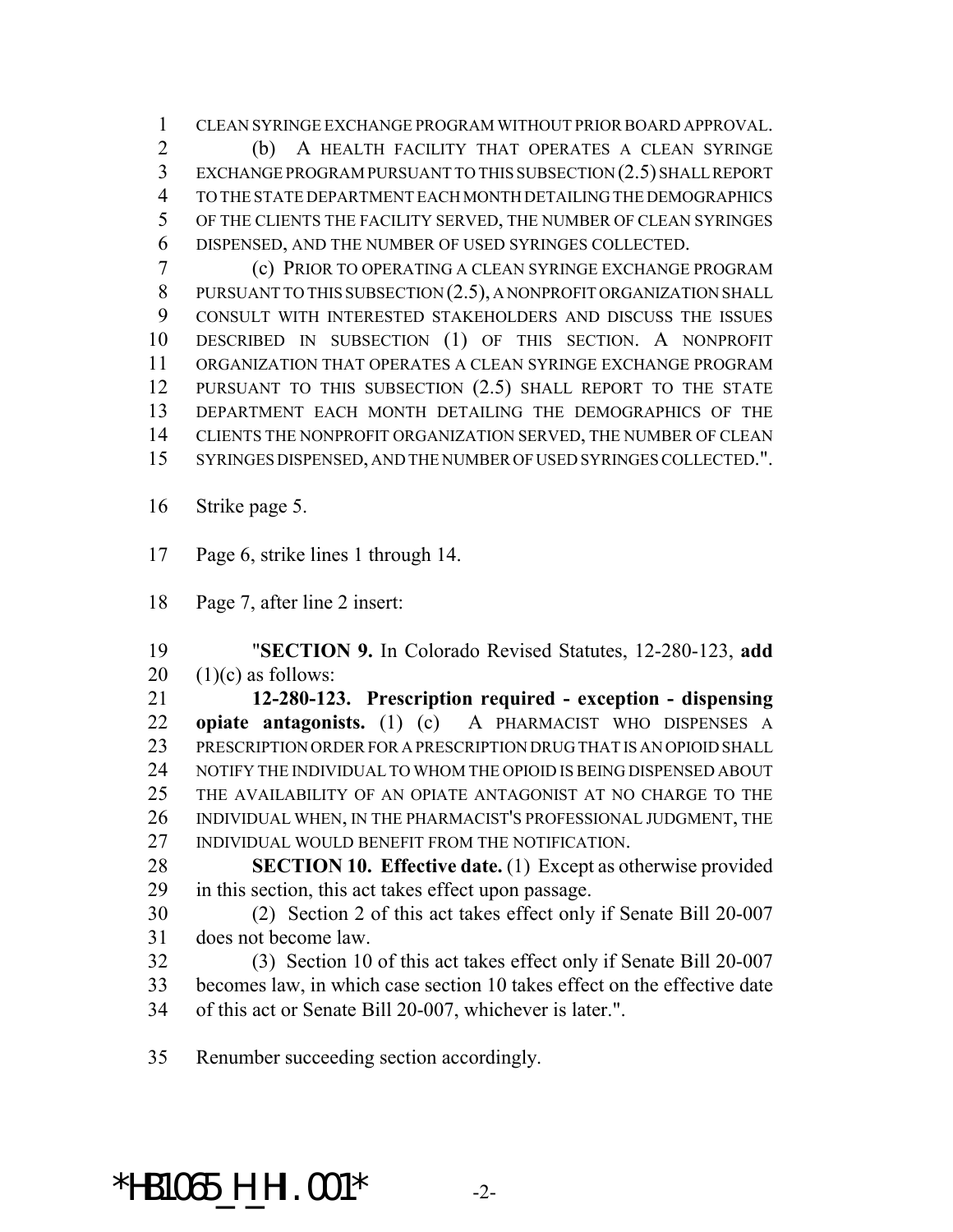CLEAN SYRINGE EXCHANGE PROGRAM WITHOUT PRIOR BOARD APPROVAL.

(b) A HEALTH FACILITY THAT OPERATES A CLEAN SYRINGE EXCHANGE PROGRAM PURSUANT TO THIS SUBSECTION (2.5) SHALL REPORT TO THE STATE DEPARTMENT EACH MONTH DETAILING THE DEMOGRAPHICS OF THE CLIENTS THE FACILITY SERVED, THE NUMBER OF CLEAN SYRINGES DISPENSED, AND THE NUMBER OF USED SYRINGES COLLECTED.

(c) PRIOR TO OPERATING A CLEAN SYRINGE EXCHANGE PROGRAM PURSUANT TO THIS SUBSECTION (2.5), A NONPROFIT ORGANIZATION SHALL CONSULT WITH INTERESTED STAKEHOLDERS AND DISCUSS THE ISSUES DESCRIBED IN SUBSECTION (1) OF THIS SECTION. A NONPROFIT ORGANIZATION THAT OPERATES A CLEAN SYRINGE EXCHANGE PROGRAM PURSUANT TO THIS SUBSECTION (2.5) SHALL REPORT TO THE STATE DEPARTMENT EACH MONTH DETAILING THE DEMOGRAPHICS OF THE CLIENTS THE NONPROFIT ORGANIZATION SERVED, THE NUMBER OF CLEAN SYRINGES DISPENSED, AND THE NUMBER OF USED SYRINGES COLLECTED.".

Strike page 5.

Page 6, strike lines 1 through 14.

Page 7, after line 2 insert:

"**SECTION 9.** In Colorado Revised Statutes, 12-280-123, **add** (1)(c) as follows:

**12-280-123. Prescription required - exception - dispensing opiate antagonists.** (1) (c) A PHARMACIST WHO DISPENSES A PRESCRIPTION ORDER FOR A PRESCRIPTION DRUG THAT IS AN OPIOID SHALL NOTIFY THE INDIVIDUAL TO WHOM THE OPIOID IS BEING DISPENSED ABOUT THE AVAILABILITY OF AN OPIATE ANTAGONIST AT NO CHARGE TO THE INDIVIDUAL WHEN, IN THE PHARMACIST'S PROFESSIONAL JUDGMENT, THE INDIVIDUAL WOULD BENEFIT FROM THE NOTIFICATION.

**SECTION 10. Effective date.** (1) Except as otherwise provided in this section, this act takes effect upon passage.

(2) Section 2 of this act takes effect only if Senate Bill 20-007 does not become law.

(3) Section 10 of this act takes effect only if Senate Bill 20-007 becomes law, in which case section 10 takes effect on the effective date of this act or Senate Bill 20-007, whichever is later.".

Renumber succeeding section accordingly.

*HB1065_H_HI.001*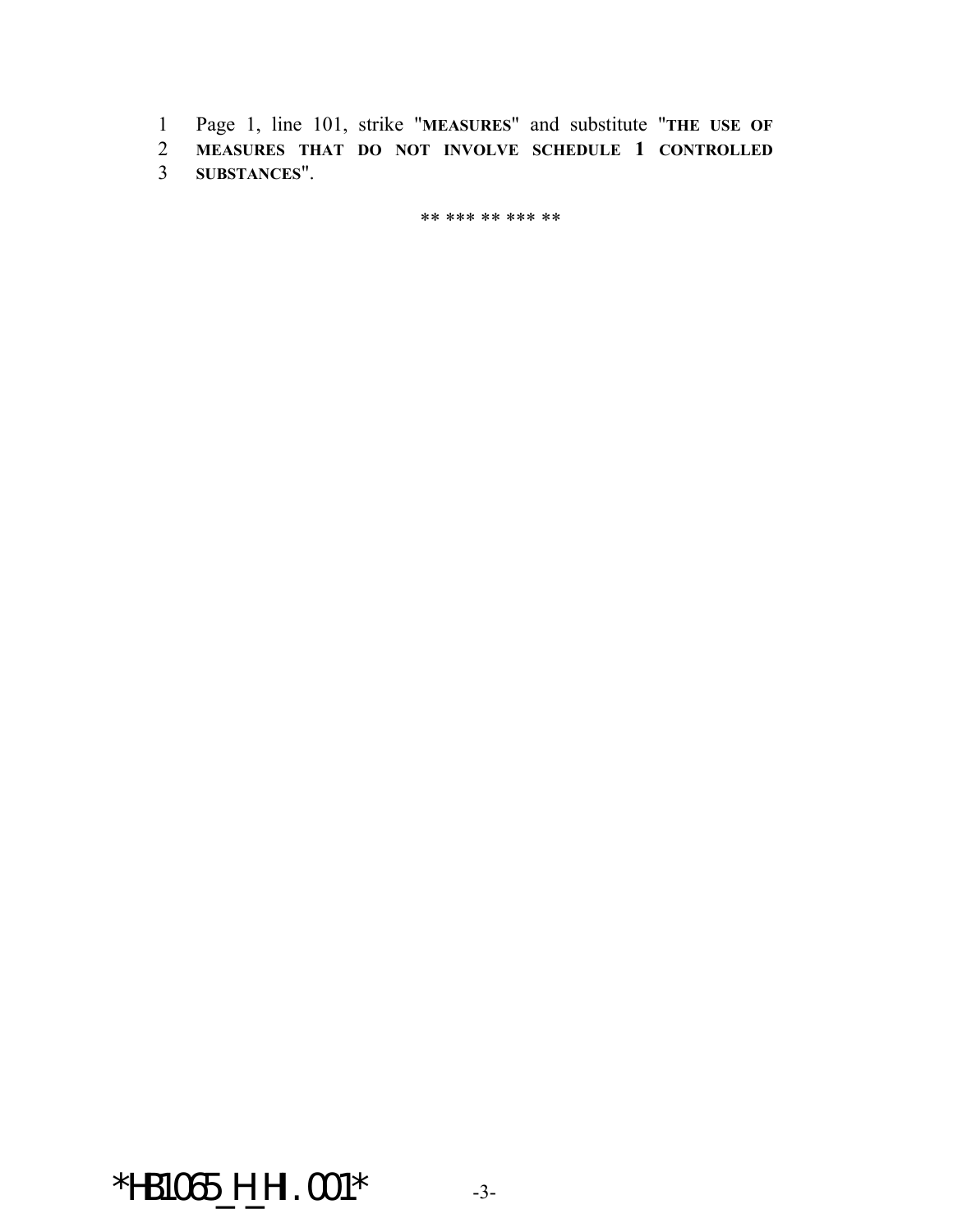Page 1, line 101, strike "**MEASURES**" and substitute "**THE USE OF MEASURES THAT DO NOT INVOLVE SCHEDULE 1 CONTROLLED SUBSTANCES**".

** *** ** *** **